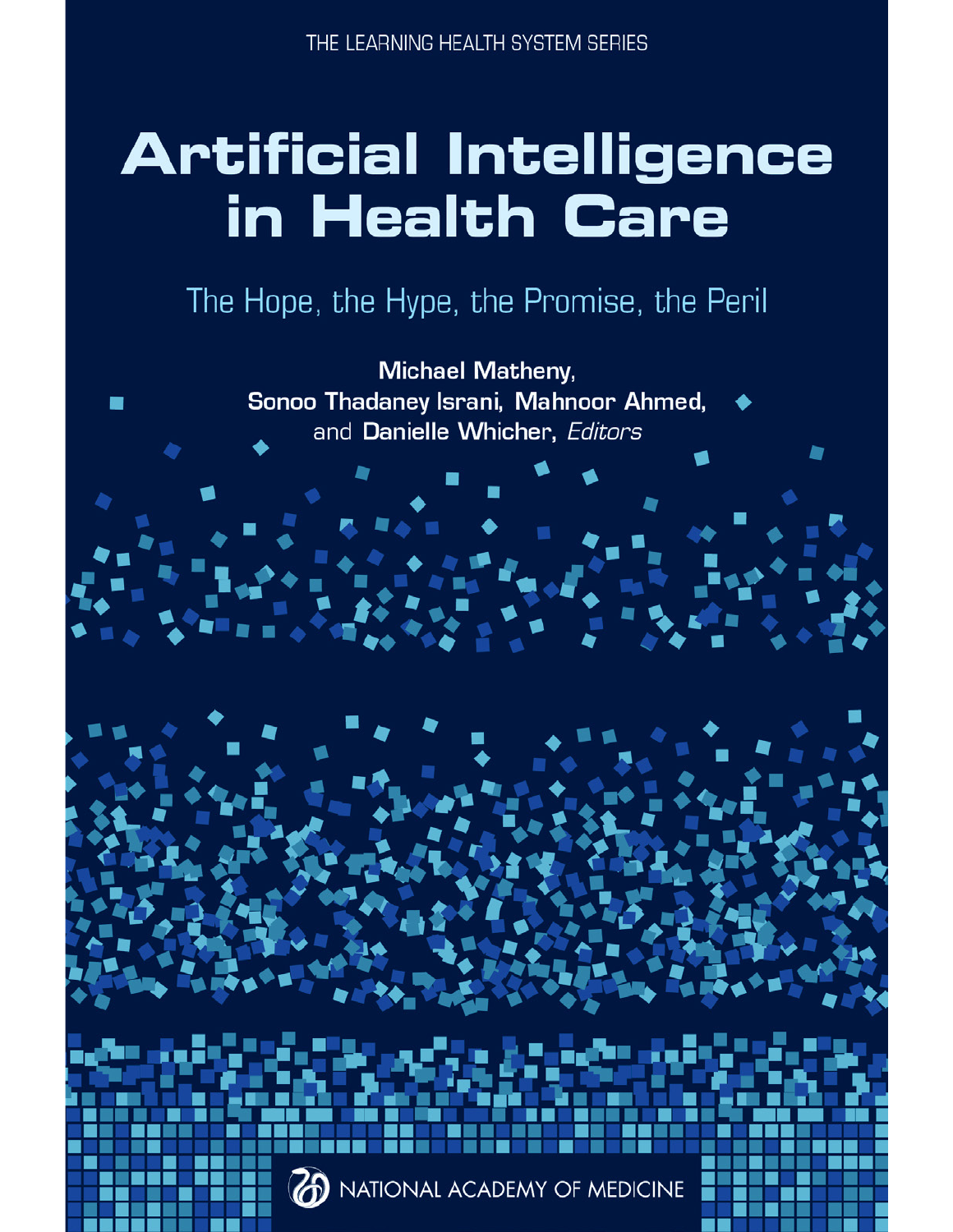THE LEARNING HEALTH SYSTEM SERIES

# Artificial Intelligence in Health Care

## The Hope, the Hype, the Promise, the Peril

**Michael Matheny, Sonoo Thadaney Israni, Mahnoor Ahmed,** and **Danielle Whicher**, *Editors*

NATIONAL ACADEMY OF MEDICINE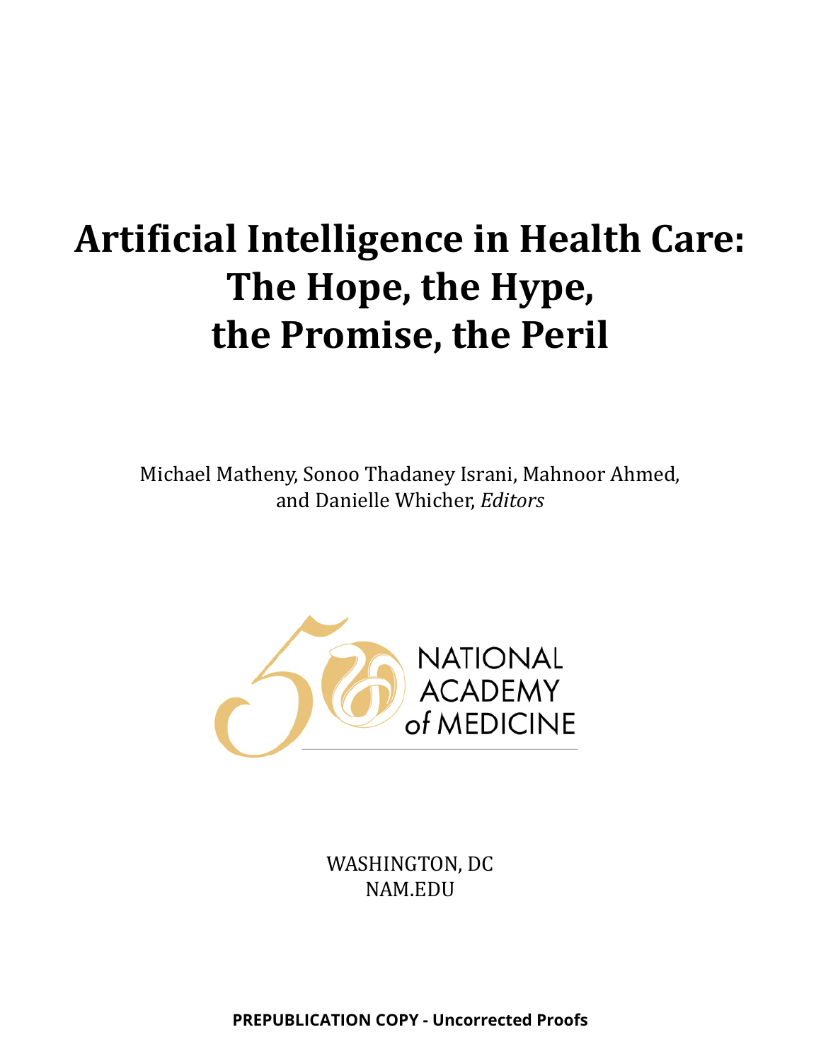# Artificial Intelligence in Health Care: The Hope, the Hype, the Promise, the Peril

Michael Matheny, Sonoo Thadaney Israni, Mahnoor Ahmed, and Danielle Whicher, *Editors*

NATIONAL ACADEMY *of* MEDICINE

WASHINGTON, DC
NAM.EDU

**PREPUBLICATION COPY - Uncorrected Proofs**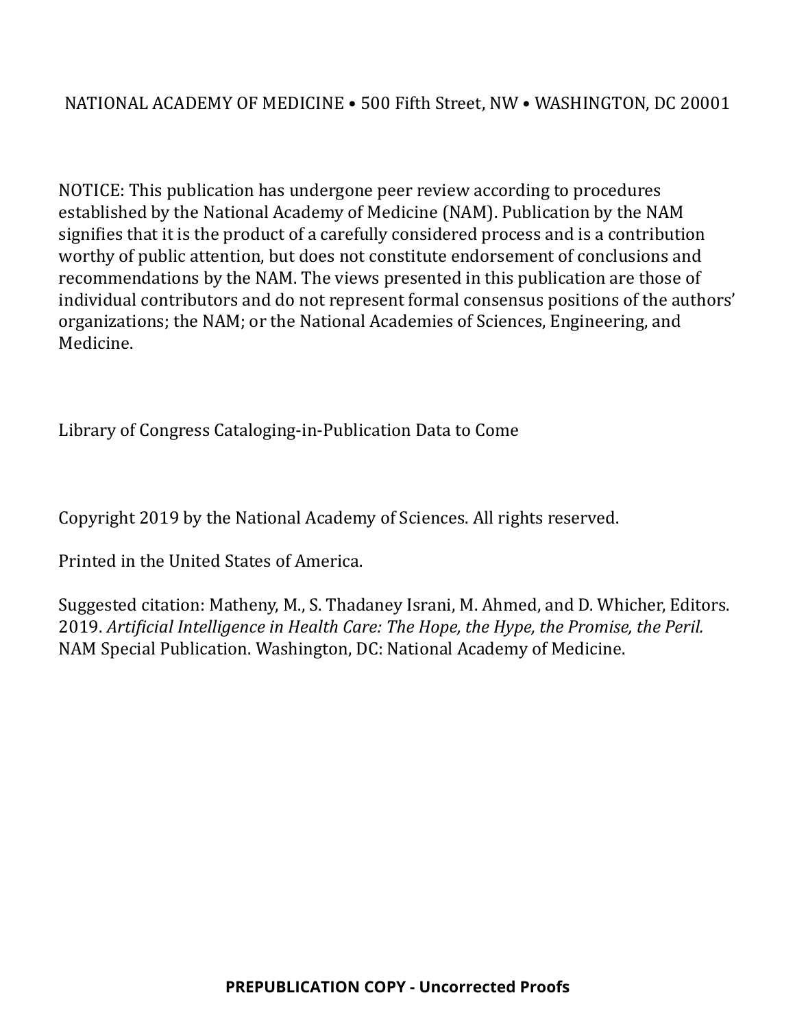NATIONAL ACADEMY OF MEDICINE • 500 Fifth Street, NW • WASHINGTON, DC 20001

NOTICE: This publication has undergone peer review according to procedures established by the National Academy of Medicine (NAM). Publication by the NAM signifies that it is the product of a carefully considered process and is a contribution worthy of public attention, but does not constitute endorsement of conclusions and recommendations by the NAM. The views presented in this publication are those of individual contributors and do not represent formal consensus positions of the authors' organizations; the NAM; or the National Academies of Sciences, Engineering, and Medicine.

Library of Congress Cataloging-in-Publication Data to Come

Copyright 2019 by the National Academy of Sciences. All rights reserved.

Printed in the United States of America.

Suggested citation: Matheny, M., S. Thadaney Israni, M. Ahmed, and D. Whicher, Editors. 2019. *Artificial Intelligence in Health Care: The Hope, the Hype, the Promise, the Peril.* NAM Special Publication. Washington, DC: National Academy of Medicine.

**PREPUBLICATION COPY - Uncorrected Proofs**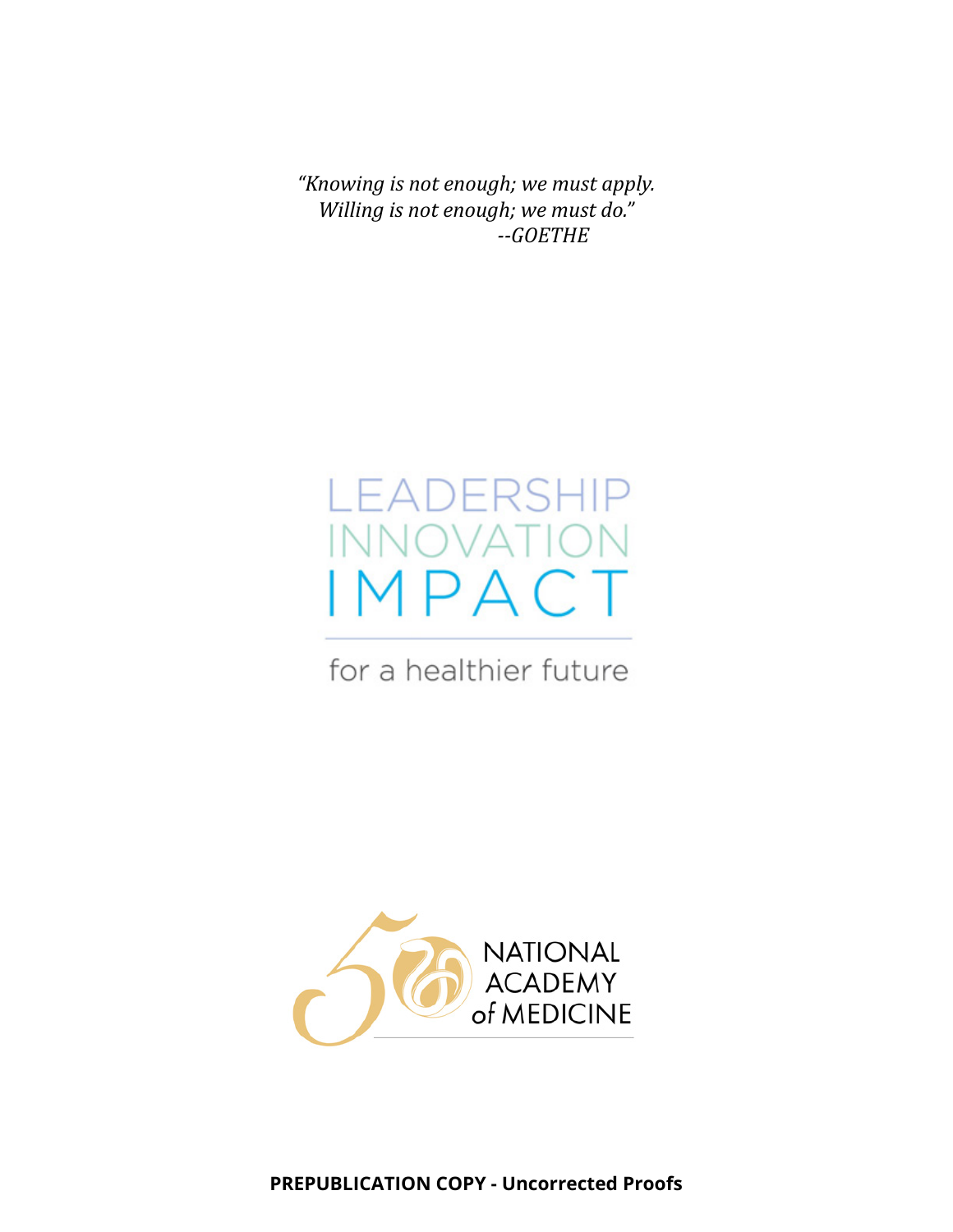*"Knowing is not enough; we must apply.*
*Willing is not enough; we must do."*
*--GOETHE*

LEADERSHIP
INNOVATION
IMPACT

for a healthier future

NATIONAL
ACADEMY
of MEDICINE

**PREPUBLICATION COPY - Uncorrected Proofs**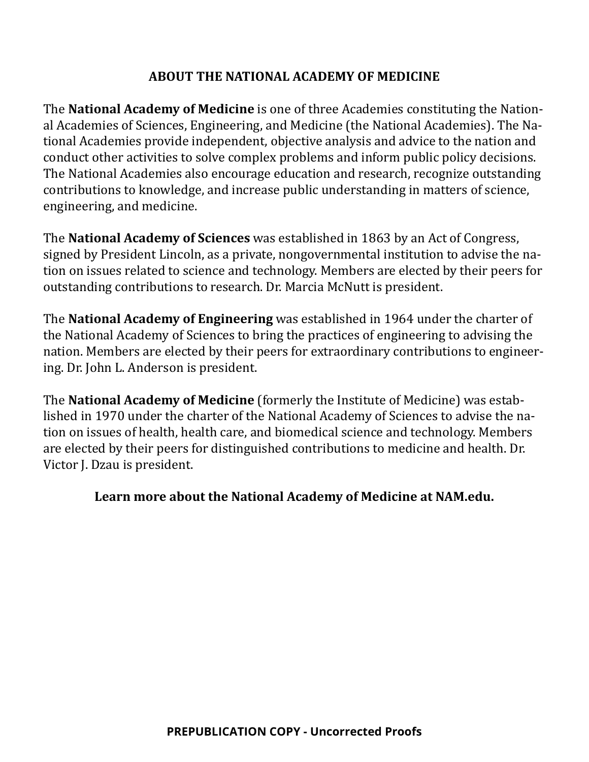## ABOUT THE NATIONAL ACADEMY OF MEDICINE

The **National Academy of Medicine** is one of three Academies constituting the National Academies of Sciences, Engineering, and Medicine (the National Academies). The National Academies provide independent, objective analysis and advice to the nation and conduct other activities to solve complex problems and inform public policy decisions. The National Academies also encourage education and research, recognize outstanding contributions to knowledge, and increase public understanding in matters of science, engineering, and medicine.

The **National Academy of Sciences** was established in 1863 by an Act of Congress, signed by President Lincoln, as a private, nongovernmental institution to advise the nation on issues related to science and technology. Members are elected by their peers for outstanding contributions to research. Dr. Marcia McNutt is president.

The **National Academy of Engineering** was established in 1964 under the charter of the National Academy of Sciences to bring the practices of engineering to advising the nation. Members are elected by their peers for extraordinary contributions to engineering. Dr. John L. Anderson is president.

The **National Academy of Medicine** (formerly the Institute of Medicine) was established in 1970 under the charter of the National Academy of Sciences to advise the nation on issues of health, health care, and biomedical science and technology. Members are elected by their peers for distinguished contributions to medicine and health. Dr. Victor J. Dzau is president.

**Learn more about the National Academy of Medicine at NAM.edu.**

**PREPUBLICATION COPY - Uncorrected Proofs**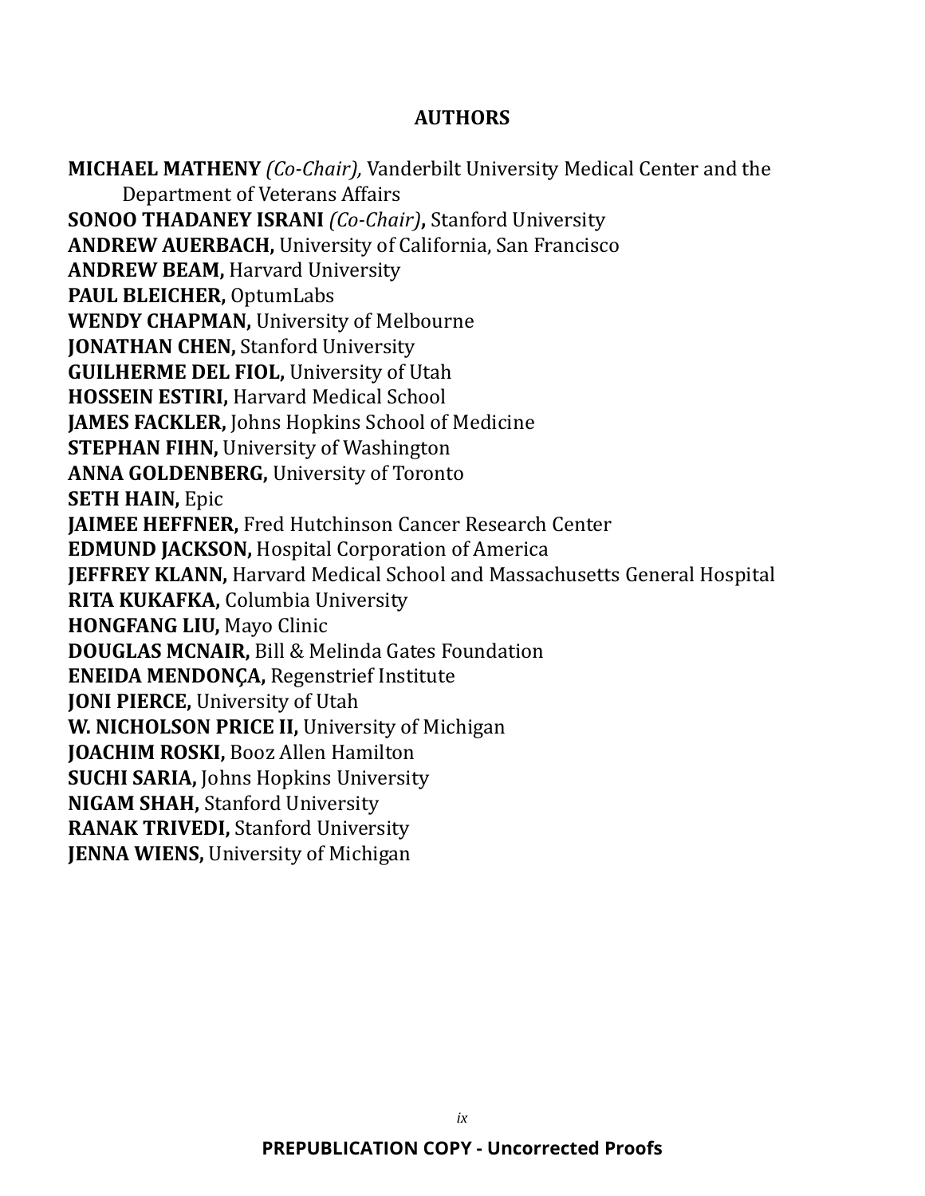## AUTHORS

**MICHAEL MATHENY** *(Co-Chair),* Vanderbilt University Medical Center and the Department of Veterans Affairs
**SONOO THADANEY ISRANI** *(Co-Chair)***,** Stanford University
**ANDREW AUERBACH,** University of California, San Francisco
**ANDREW BEAM,** Harvard University
**PAUL BLEICHER,** OptumLabs
**WENDY CHAPMAN,** University of Melbourne
**JONATHAN CHEN,** Stanford University
**GUILHERME DEL FIOL,** University of Utah
**HOSSEIN ESTIRI,** Harvard Medical School
**JAMES FACKLER,** Johns Hopkins School of Medicine
**STEPHAN FIHN,** University of Washington
**ANNA GOLDENBERG,** University of Toronto
**SETH HAIN,** Epic
**JAIMEE HEFFNER,** Fred Hutchinson Cancer Research Center
**EDMUND JACKSON,** Hospital Corporation of America
**JEFFREY KLANN,** Harvard Medical School and Massachusetts General Hospital
**RITA KUKAFKA,** Columbia University
**HONGFANG LIU,** Mayo Clinic
**DOUGLAS MCNAIR,** Bill & Melinda Gates Foundation
**ENEIDA MENDONÇA,** Regenstrief Institute
**JONI PIERCE,** University of Utah
**W. NICHOLSON PRICE II,** University of Michigan
**JOACHIM ROSKI,** Booz Allen Hamilton
**SUCHI SARIA,** Johns Hopkins University
**NIGAM SHAH,** Stanford University
**RANAK TRIVEDI,** Stanford University
**JENNA WIENS,** University of Michigan

**PREPUBLICATION COPY - Uncorrected Proofs**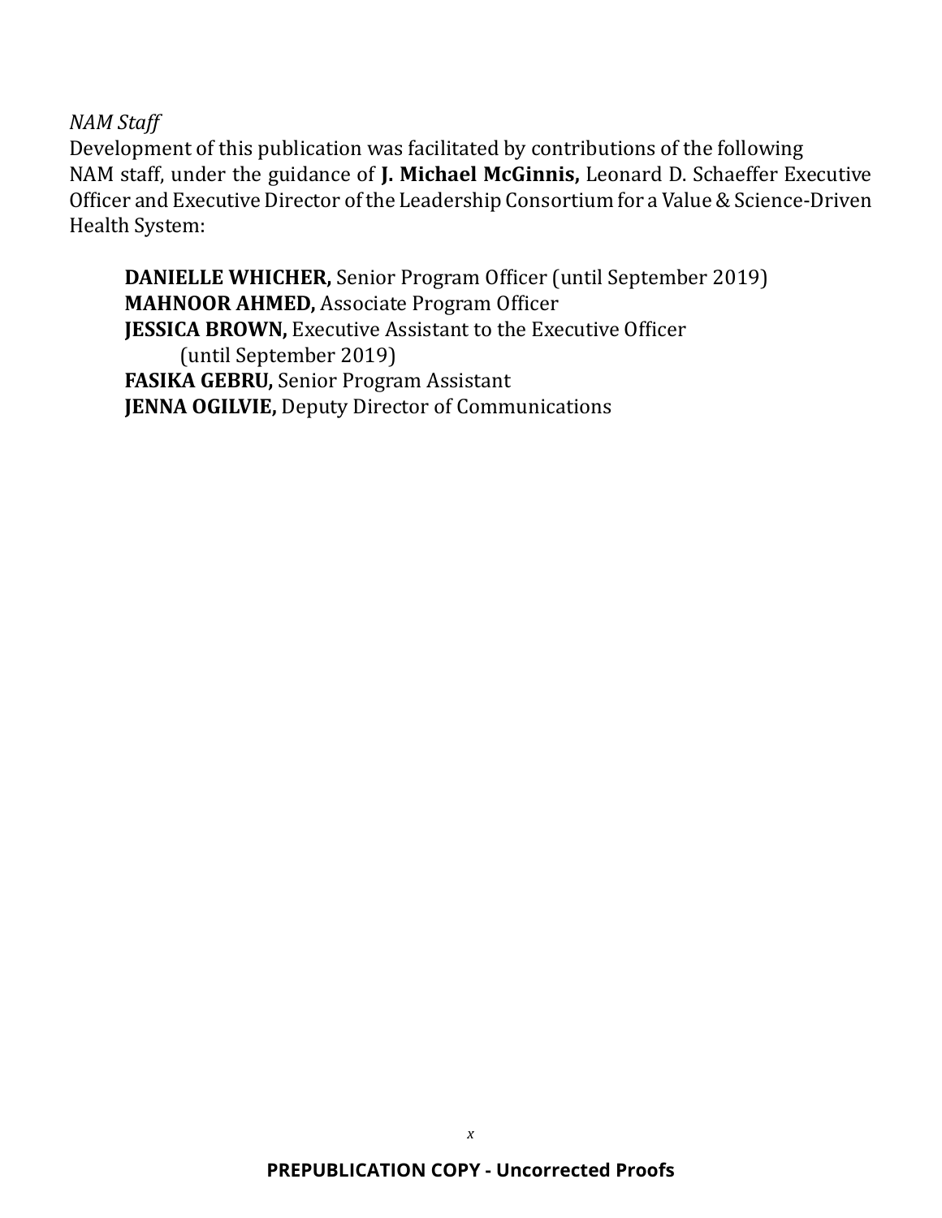*NAM Staff*

Development of this publication was facilitated by contributions of the following NAM staff, under the guidance of **J. Michael McGinnis,** Leonard D. Schaeffer Executive Officer and Executive Director of the Leadership Consortium for a Value & Science-Driven Health System:

**DANIELLE WHICHER,** Senior Program Officer (until September 2019)
**MAHNOOR AHMED,** Associate Program Officer
**JESSICA BROWN,** Executive Assistant to the Executive Officer (until September 2019)
**FASIKA GEBRU,** Senior Program Assistant
**JENNA OGILVIE,** Deputy Director of Communications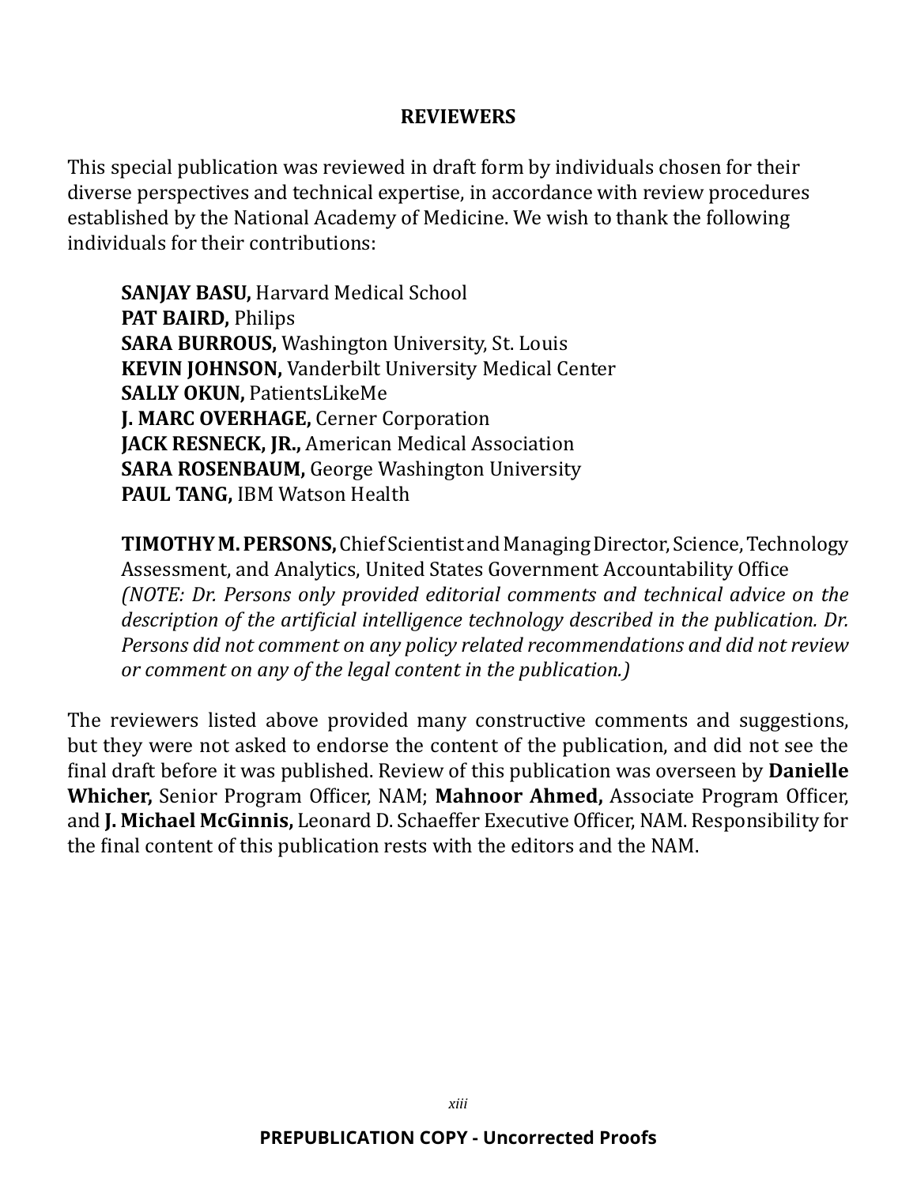## REVIEWERS

This special publication was reviewed in draft form by individuals chosen for their diverse perspectives and technical expertise, in accordance with review procedures established by the National Academy of Medicine. We wish to thank the following individuals for their contributions:

**SANJAY BASU,** Harvard Medical School
**PAT BAIRD,** Philips
**SARA BURROUS,** Washington University, St. Louis
**KEVIN JOHNSON,** Vanderbilt University Medical Center
**SALLY OKUN,** PatientsLikeMe
**J. MARC OVERHAGE,** Cerner Corporation
**JACK RESNECK, JR.,** American Medical Association
**SARA ROSENBAUM,** George Washington University
**PAUL TANG,** IBM Watson Health

**TIMOTHY M. PERSONS,** Chief Scientist and Managing Director, Science, Technology Assessment, and Analytics, United States Government Accountability Office
*(NOTE: Dr. Persons only provided editorial comments and technical advice on the description of the artificial intelligence technology described in the publication. Dr. Persons did not comment on any policy related recommendations and did not review or comment on any of the legal content in the publication.)*

The reviewers listed above provided many constructive comments and suggestions, but they were not asked to endorse the content of the publication, and did not see the final draft before it was published. Review of this publication was overseen by **Danielle Whicher,** Senior Program Officer, NAM; **Mahnoor Ahmed,** Associate Program Officer, and **J. Michael McGinnis,** Leonard D. Schaeffer Executive Officer, NAM. Responsibility for the final content of this publication rests with the editors and the NAM.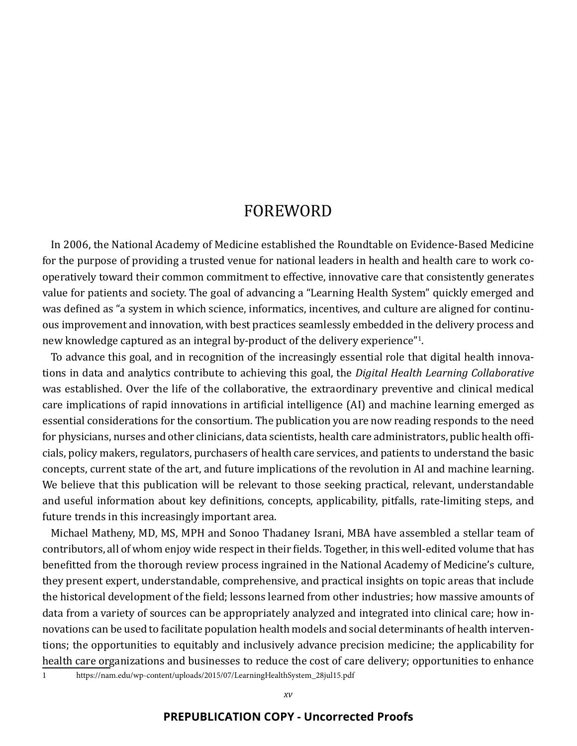# FOREWORD

In 2006, the National Academy of Medicine established the Roundtable on Evidence-Based Medicine for the purpose of providing a trusted venue for national leaders in health and health care to work cooperatively toward their common commitment to effective, innovative care that consistently generates value for patients and society. The goal of advancing a "Learning Health System" quickly emerged and was defined as "a system in which science, informatics, incentives, and culture are aligned for continuous improvement and innovation, with best practices seamlessly embedded in the delivery process and new knowledge captured as an integral by-product of the delivery experience"[1].

To advance this goal, and in recognition of the increasingly essential role that digital health innovations in data and analytics contribute to achieving this goal, the *Digital Health Learning Collaborative* was established. Over the life of the collaborative, the extraordinary preventive and clinical medical care implications of rapid innovations in artificial intelligence (AI) and machine learning emerged as essential considerations for the consortium. The publication you are now reading responds to the need for physicians, nurses and other clinicians, data scientists, health care administrators, public health officials, policy makers, regulators, purchasers of health care services, and patients to understand the basic concepts, current state of the art, and future implications of the revolution in AI and machine learning. We believe that this publication will be relevant to those seeking practical, relevant, understandable and useful information about key definitions, concepts, applicability, pitfalls, rate-limiting steps, and future trends in this increasingly important area.

Michael Matheny, MD, MS, MPH and Sonoo Thadaney Israni, MBA have assembled a stellar team of contributors, all of whom enjoy wide respect in their fields. Together, in this well-edited volume that has benefitted from the thorough review process ingrained in the National Academy of Medicine's culture, they present expert, understandable, comprehensive, and practical insights on topic areas that include the historical development of the field; lessons learned from other industries; how massive amounts of data from a variety of sources can be appropriately analyzed and integrated into clinical care; how innovations can be used to facilitate population health models and social determinants of health interventions; the opportunities to equitably and inclusively advance precision medicine; the applicability for health care organizations and businesses to reduce the cost of care delivery; opportunities to enhance

1 https://nam.edu/wp-content/uploads/2015/07/LearningHealthSystem_28jul15.pdf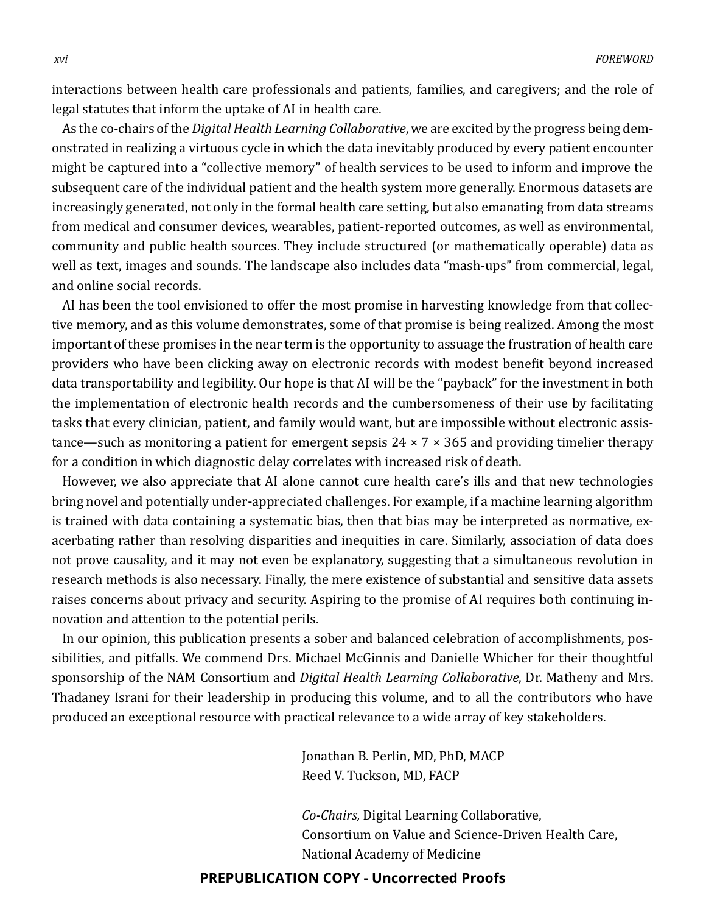interactions between health care professionals and patients, families, and caregivers; and the role of legal statutes that inform the uptake of AI in health care.

As the co-chairs of the *Digital Health Learning Collaborative*, we are excited by the progress being demonstrated in realizing a virtuous cycle in which the data inevitably produced by every patient encounter might be captured into a "collective memory" of health services to be used to inform and improve the subsequent care of the individual patient and the health system more generally. Enormous datasets are increasingly generated, not only in the formal health care setting, but also emanating from data streams from medical and consumer devices, wearables, patient-reported outcomes, as well as environmental, community and public health sources. They include structured (or mathematically operable) data as well as text, images and sounds. The landscape also includes data "mash-ups" from commercial, legal, and online social records.

AI has been the tool envisioned to offer the most promise in harvesting knowledge from that collective memory, and as this volume demonstrates, some of that promise is being realized. Among the most important of these promises in the near term is the opportunity to assuage the frustration of health care providers who have been clicking away on electronic records with modest benefit beyond increased data transportability and legibility. Our hope is that AI will be the "payback" for the investment in both the implementation of electronic health records and the cumbersomeness of their use by facilitating tasks that every clinician, patient, and family would want, but are impossible without electronic assistance—such as monitoring a patient for emergent sepsis 24 × 7 × 365 and providing timelier therapy for a condition in which diagnostic delay correlates with increased risk of death.

However, we also appreciate that AI alone cannot cure health care's ills and that new technologies bring novel and potentially under-appreciated challenges. For example, if a machine learning algorithm is trained with data containing a systematic bias, then that bias may be interpreted as normative, exacerbating rather than resolving disparities and inequities in care. Similarly, association of data does not prove causality, and it may not even be explanatory, suggesting that a simultaneous revolution in research methods is also necessary. Finally, the mere existence of substantial and sensitive data assets raises concerns about privacy and security. Aspiring to the promise of AI requires both continuing innovation and attention to the potential perils.

In our opinion, this publication presents a sober and balanced celebration of accomplishments, possibilities, and pitfalls. We commend Drs. Michael McGinnis and Danielle Whicher for their thoughtful sponsorship of the NAM Consortium and *Digital Health Learning Collaborative*, Dr. Matheny and Mrs. Thadaney Israni for their leadership in producing this volume, and to all the contributors who have produced an exceptional resource with practical relevance to a wide array of key stakeholders.

Jonathan B. Perlin, MD, PhD, MACP
Reed V. Tuckson, MD, FACP

*Co-Chairs,* Digital Learning Collaborative,
Consortium on Value and Science-Driven Health Care,
National Academy of Medicine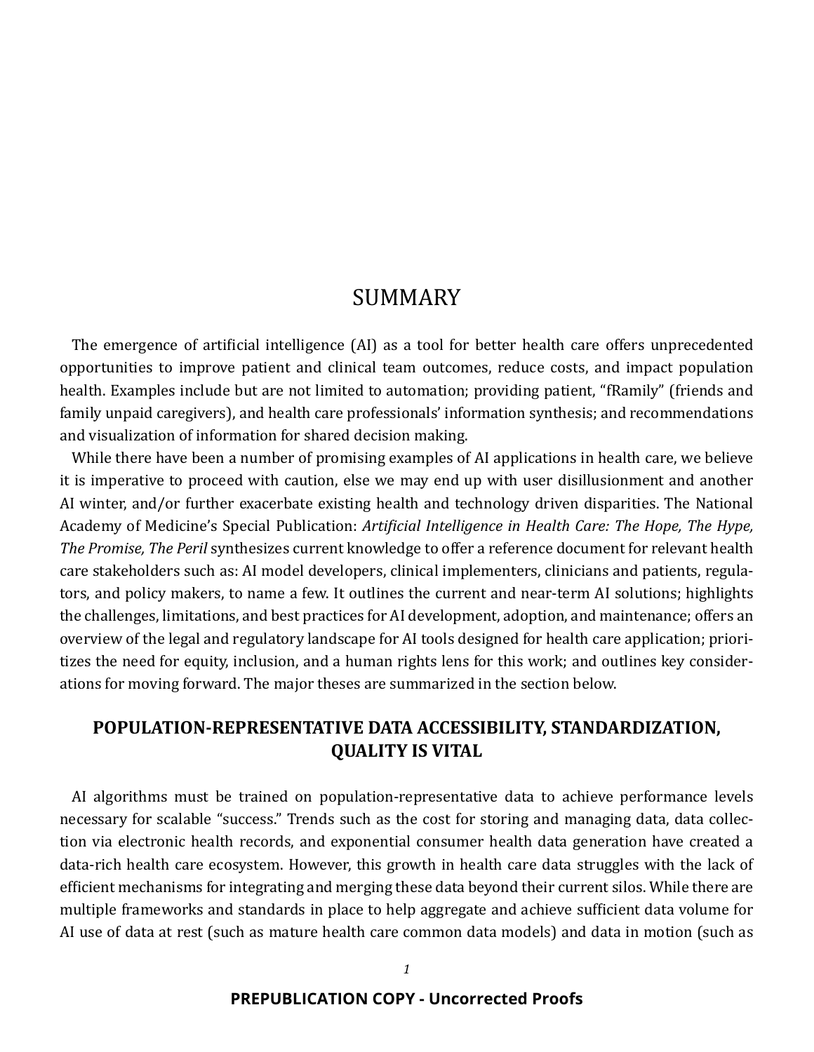# SUMMARY

The emergence of artificial intelligence (AI) as a tool for better health care offers unprecedented opportunities to improve patient and clinical team outcomes, reduce costs, and impact population health. Examples include but are not limited to automation; providing patient, "fRamily" (friends and family unpaid caregivers), and health care professionals' information synthesis; and recommendations and visualization of information for shared decision making.

While there have been a number of promising examples of AI applications in health care, we believe it is imperative to proceed with caution, else we may end up with user disillusionment and another AI winter, and/or further exacerbate existing health and technology driven disparities. The National Academy of Medicine's Special Publication: *Artificial Intelligence in Health Care: The Hope, The Hype, The Promise, The Peril* synthesizes current knowledge to offer a reference document for relevant health care stakeholders such as: AI model developers, clinical implementers, clinicians and patients, regulators, and policy makers, to name a few. It outlines the current and near-term AI solutions; highlights the challenges, limitations, and best practices for AI development, adoption, and maintenance; offers an overview of the legal and regulatory landscape for AI tools designed for health care application; prioritizes the need for equity, inclusion, and a human rights lens for this work; and outlines key considerations for moving forward. The major theses are summarized in the section below.

## POPULATION-REPRESENTATIVE DATA ACCESSIBILITY, STANDARDIZATION, QUALITY IS VITAL

AI algorithms must be trained on population-representative data to achieve performance levels necessary for scalable "success." Trends such as the cost for storing and managing data, data collection via electronic health records, and exponential consumer health data generation have created a data-rich health care ecosystem. However, this growth in health care data struggles with the lack of efficient mechanisms for integrating and merging these data beyond their current silos. While there are multiple frameworks and standards in place to help aggregate and achieve sufficient data volume for AI use of data at rest (such as mature health care common data models) and data in motion (such as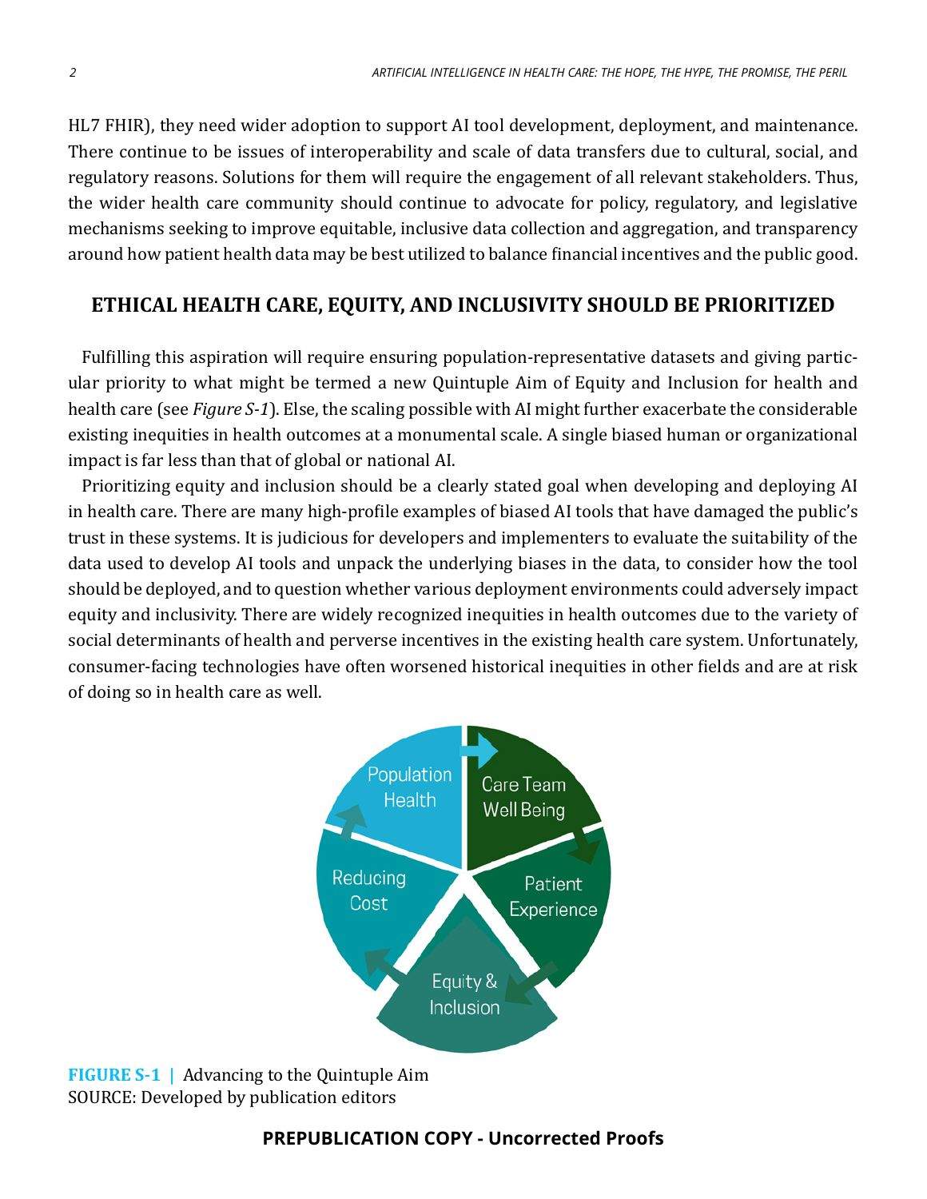HL7 FHIR), they need wider adoption to support AI tool development, deployment, and maintenance. There continue to be issues of interoperability and scale of data transfers due to cultural, social, and regulatory reasons. Solutions for them will require the engagement of all relevant stakeholders. Thus, the wider health care community should continue to advocate for policy, regulatory, and legislative mechanisms seeking to improve equitable, inclusive data collection and aggregation, and transparency around how patient health data may be best utilized to balance financial incentives and the public good.

## ETHICAL HEALTH CARE, EQUITY, AND INCLUSIVITY SHOULD BE PRIORITIZED

Fulfilling this aspiration will require ensuring population-representative datasets and giving particular priority to what might be termed a new Quintuple Aim of Equity and Inclusion for health and health care (see *Figure S-1*). Else, the scaling possible with AI might further exacerbate the considerable existing inequities in health outcomes at a monumental scale. A single biased human or organizational impact is far less than that of global or national AI.

Prioritizing equity and inclusion should be a clearly stated goal when developing and deploying AI in health care. There are many high-profile examples of biased AI tools that have damaged the public's trust in these systems. It is judicious for developers and implementers to evaluate the suitability of the data used to develop AI tools and unpack the underlying biases in the data, to consider how the tool should be deployed, and to question whether various deployment environments could adversely impact equity and inclusivity. There are widely recognized inequities in health outcomes due to the variety of social determinants of health and perverse incentives in the existing health care system. Unfortunately, consumer-facing technologies have often worsened historical inequities in other fields and are at risk of doing so in health care as well.

**FIGURE S-1** | Advancing to the Quintuple Aim
SOURCE: Developed by publication editors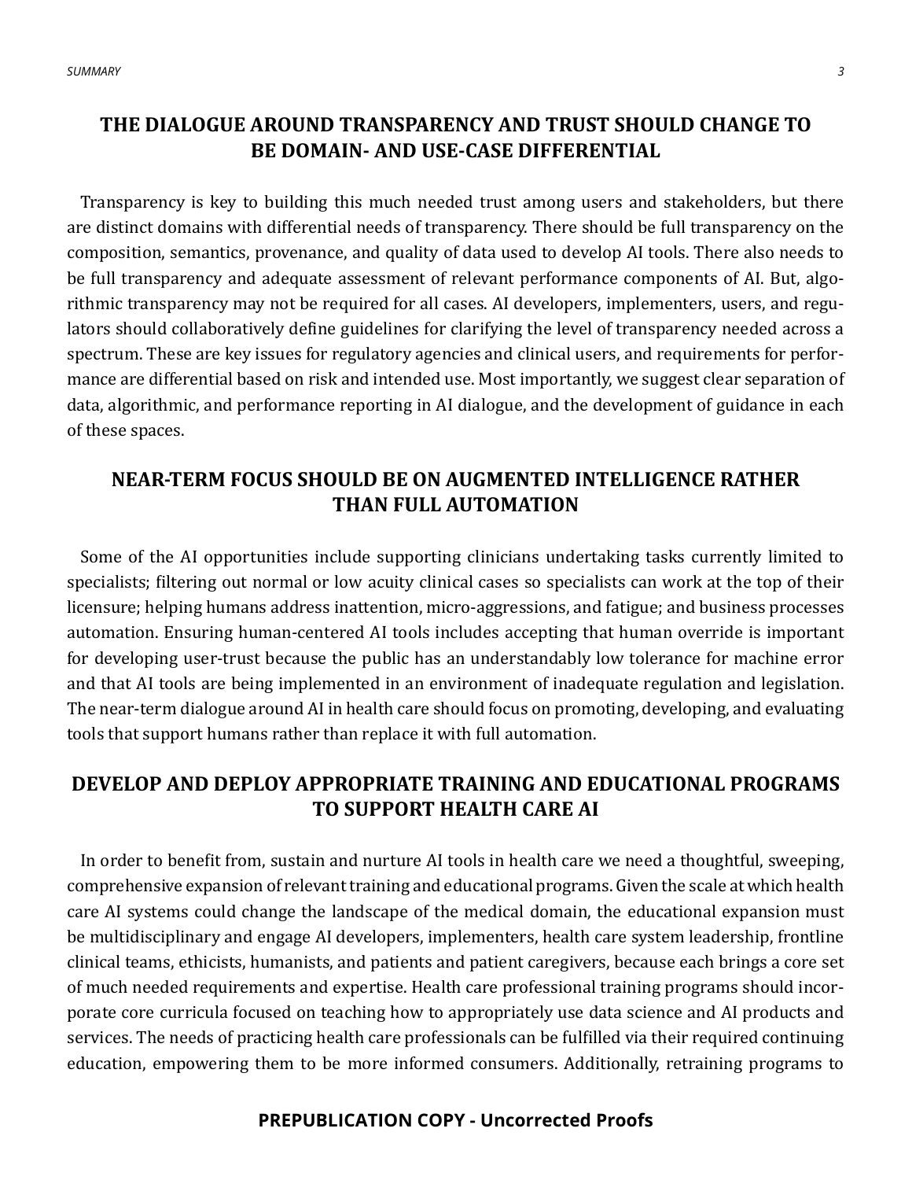## THE DIALOGUE AROUND TRANSPARENCY AND TRUST SHOULD CHANGE TO BE DOMAIN- AND USE-CASE DIFFERENTIAL

Transparency is key to building this much needed trust among users and stakeholders, but there are distinct domains with differential needs of transparency. There should be full transparency on the composition, semantics, provenance, and quality of data used to develop AI tools. There also needs to be full transparency and adequate assessment of relevant performance components of AI. But, algorithmic transparency may not be required for all cases. AI developers, implementers, users, and regulators should collaboratively define guidelines for clarifying the level of transparency needed across a spectrum. These are key issues for regulatory agencies and clinical users, and requirements for performance are differential based on risk and intended use. Most importantly, we suggest clear separation of data, algorithmic, and performance reporting in AI dialogue, and the development of guidance in each of these spaces.

## NEAR-TERM FOCUS SHOULD BE ON AUGMENTED INTELLIGENCE RATHER THAN FULL AUTOMATION

Some of the AI opportunities include supporting clinicians undertaking tasks currently limited to specialists; filtering out normal or low acuity clinical cases so specialists can work at the top of their licensure; helping humans address inattention, micro-aggressions, and fatigue; and business processes automation. Ensuring human-centered AI tools includes accepting that human override is important for developing user-trust because the public has an understandably low tolerance for machine error and that AI tools are being implemented in an environment of inadequate regulation and legislation. The near-term dialogue around AI in health care should focus on promoting, developing, and evaluating tools that support humans rather than replace it with full automation.

## DEVELOP AND DEPLOY APPROPRIATE TRAINING AND EDUCATIONAL PROGRAMS TO SUPPORT HEALTH CARE AI

In order to benefit from, sustain and nurture AI tools in health care we need a thoughtful, sweeping, comprehensive expansion of relevant training and educational programs. Given the scale at which health care AI systems could change the landscape of the medical domain, the educational expansion must be multidisciplinary and engage AI developers, implementers, health care system leadership, frontline clinical teams, ethicists, humanists, and patients and patient caregivers, because each brings a core set of much needed requirements and expertise. Health care professional training programs should incorporate core curricula focused on teaching how to appropriately use data science and AI products and services. The needs of practicing health care professionals can be fulfilled via their required continuing education, empowering them to be more informed consumers. Additionally, retraining programs to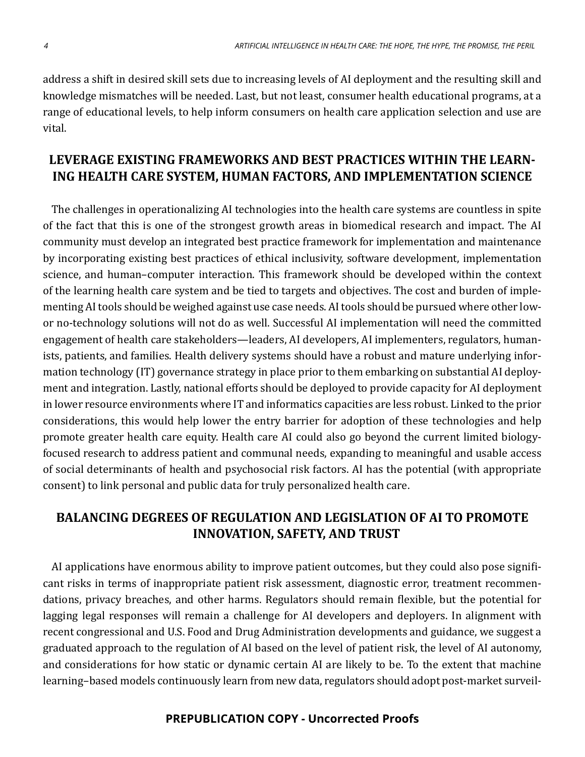address a shift in desired skill sets due to increasing levels of AI deployment and the resulting skill and knowledge mismatches will be needed. Last, but not least, consumer health educational programs, at a range of educational levels, to help inform consumers on health care application selection and use are vital.

## LEVERAGE EXISTING FRAMEWORKS AND BEST PRACTICES WITHIN THE LEARNING HEALTH CARE SYSTEM, HUMAN FACTORS, AND IMPLEMENTATION SCIENCE

The challenges in operationalizing AI technologies into the health care systems are countless in spite of the fact that this is one of the strongest growth areas in biomedical research and impact. The AI community must develop an integrated best practice framework for implementation and maintenance by incorporating existing best practices of ethical inclusivity, software development, implementation science, and human–computer interaction. This framework should be developed within the context of the learning health care system and be tied to targets and objectives. The cost and burden of implementing AI tools should be weighed against use case needs. AI tools should be pursued where other low- or no-technology solutions will not do as well. Successful AI implementation will need the committed engagement of health care stakeholders—leaders, AI developers, AI implementers, regulators, humanists, patients, and families. Health delivery systems should have a robust and mature underlying information technology (IT) governance strategy in place prior to them embarking on substantial AI deployment and integration. Lastly, national efforts should be deployed to provide capacity for AI deployment in lower resource environments where IT and informatics capacities are less robust. Linked to the prior considerations, this would help lower the entry barrier for adoption of these technologies and help promote greater health care equity. Health care AI could also go beyond the current limited biology-focused research to address patient and communal needs, expanding to meaningful and usable access of social determinants of health and psychosocial risk factors. AI has the potential (with appropriate consent) to link personal and public data for truly personalized health care.

## BALANCING DEGREES OF REGULATION AND LEGISLATION OF AI TO PROMOTE INNOVATION, SAFETY, AND TRUST

AI applications have enormous ability to improve patient outcomes, but they could also pose significant risks in terms of inappropriate patient risk assessment, diagnostic error, treatment recommendations, privacy breaches, and other harms. Regulators should remain flexible, but the potential for lagging legal responses will remain a challenge for AI developers and deployers. In alignment with recent congressional and U.S. Food and Drug Administration developments and guidance, we suggest a graduated approach to the regulation of AI based on the level of patient risk, the level of AI autonomy, and considerations for how static or dynamic certain AI are likely to be. To the extent that machine learning–based models continuously learn from new data, regulators should adopt post-market surveil-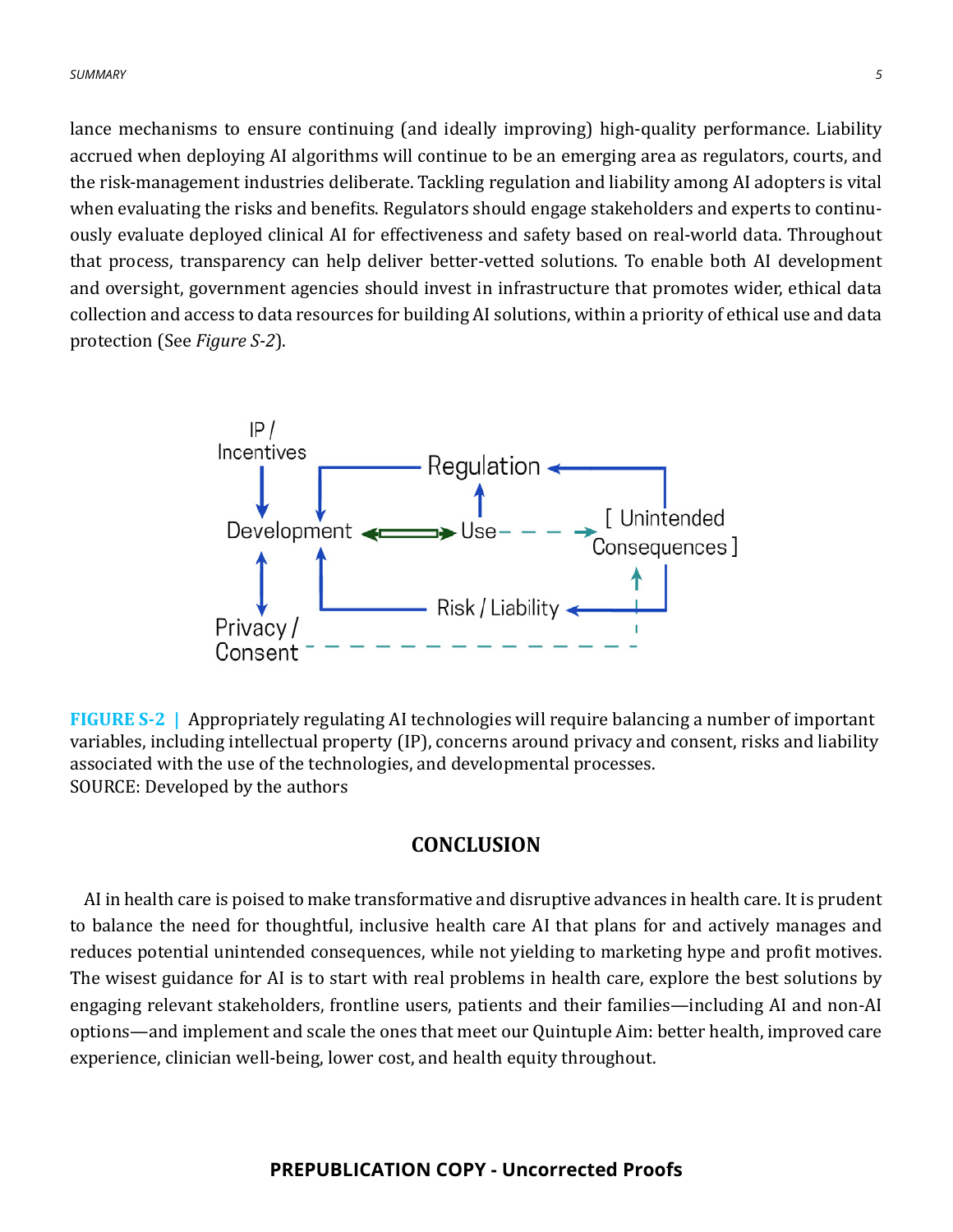lance mechanisms to ensure continuing (and ideally improving) high-quality performance. Liability accrued when deploying AI algorithms will continue to be an emerging area as regulators, courts, and the risk-management industries deliberate. Tackling regulation and liability among AI adopters is vital when evaluating the risks and benefits. Regulators should engage stakeholders and experts to continuously evaluate deployed clinical AI for effectiveness and safety based on real-world data. Throughout that process, transparency can help deliver better-vetted solutions. To enable both AI development and oversight, government agencies should invest in infrastructure that promotes wider, ethical data collection and access to data resources for building AI solutions, within a priority of ethical use and data protection (See *Figure S-2*).

IP / Incentives

Regulation

Development

Use

[ Unintended Consequences ]

Risk / Liability

Privacy / Consent

**FIGURE S-2** | Appropriately regulating AI technologies will require balancing a number of important variables, including intellectual property (IP), concerns around privacy and consent, risks and liability associated with the use of the technologies, and developmental processes.
SOURCE: Developed by the authors

## CONCLUSION

AI in health care is poised to make transformative and disruptive advances in health care. It is prudent to balance the need for thoughtful, inclusive health care AI that plans for and actively manages and reduces potential unintended consequences, while not yielding to marketing hype and profit motives. The wisest guidance for AI is to start with real problems in health care, explore the best solutions by engaging relevant stakeholders, frontline users, patients and their families—including AI and non-AI options—and implement and scale the ones that meet our Quintuple Aim: better health, improved care experience, clinician well-being, lower cost, and health equity throughout.